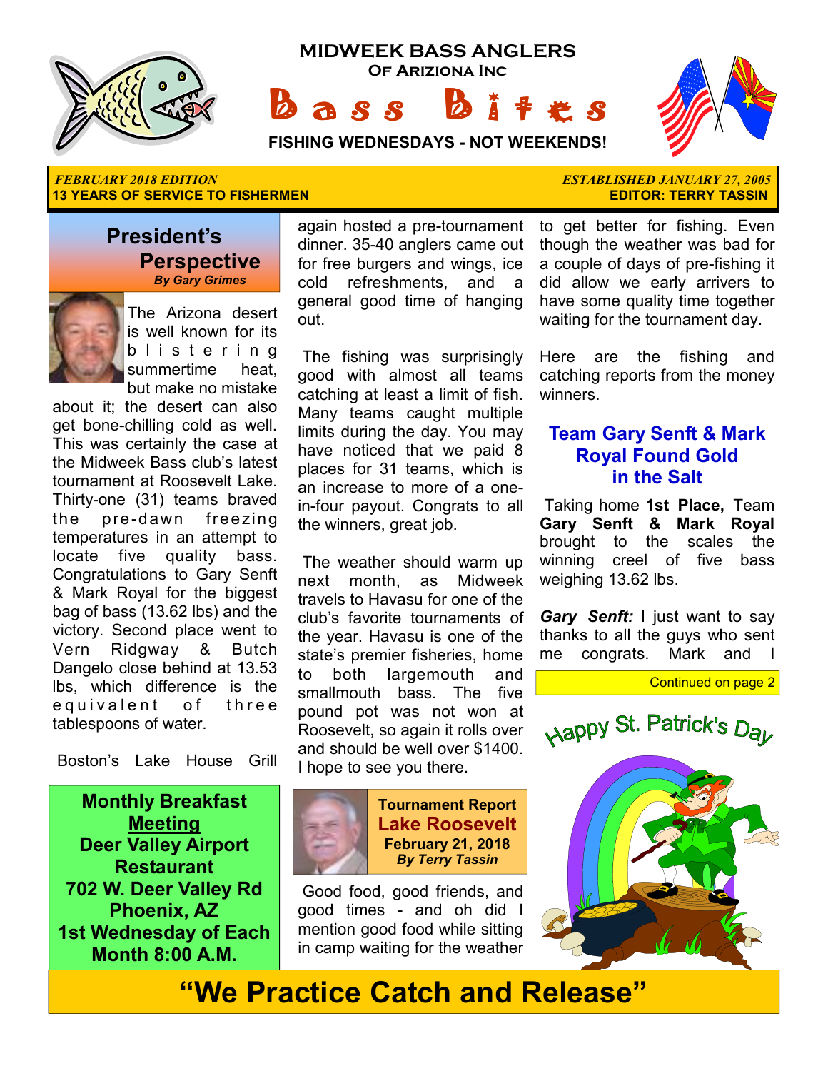# MIDWEEK BASS ANGLERS

**Of Ariziona Inc**

# Bass Bites

**FISHING WEDNESDAYS - NOT WEEKENDS!**

***FEBRUARY 2018 EDITION*** — ***ESTABLISHED JANUARY 27, 2005***

**13 YEARS OF SERVICE TO FISHERMEN** — **EDITOR: TERRY TASSIN**

## President's Perspective

***By Gary Grimes***

The Arizona desert is well known for its blistering summertime heat, but make no mistake about it; the desert can also get bone-chilling cold as well. This was certainly the case at the Midweek Bass club's latest tournament at Roosevelt Lake. Thirty-one (31) teams braved the pre-dawn freezing temperatures in an attempt to locate five quality bass. Congratulations to Gary Senft & Mark Royal for the biggest bag of bass (13.62 lbs) and the victory. Second place went to Vern Ridgway & Butch Dangelo close behind at 13.53 lbs, which difference is the equivalent of three tablespoons of water.

Boston's Lake House Grill again hosted a pre-tournament dinner. 35-40 anglers came out for free burgers and wings, ice cold refreshments, and a general good time of hanging out.

The fishing was surprisingly good with almost all teams catching at least a limit of fish. Many teams caught multiple limits during the day. You may have noticed that we paid 8 places for 31 teams, which is an increase to more of a one-in-four payout. Congrats to all the winners, great job.

The weather should warm up next month, as Midweek travels to Havasu for one of the club's favorite tournaments of the year. Havasu is one of the state's premier fisheries, home to both largemouth and smallmouth bass. The five pound pot was not won at Roosevelt, so again it rolls over and should be well over $1400. I hope to see you there.

**Monthly Breakfast Meeting**
**Deer Valley Airport Restaurant**
**702 W. Deer Valley Rd**
**Phoenix, AZ**
**1st Wednesday of Each Month 8:00 A.M.**

## Tournament Report
## Lake Roosevelt
**February 21, 2018**
***By Terry Tassin***

Good food, good friends, and good times - and oh did I mention good food while sitting in camp waiting for the weather to get better for fishing. Even though the weather was bad for a couple of days of pre-fishing it did allow we early arrivers to have some quality time together waiting for the tournament day.

Here are the fishing and catching reports from the money winners.

### Team Gary Senft & Mark Royal Found Gold in the Salt

Taking home **1st Place,** Team **Gary Senft & Mark Royal** brought to the scales the winning creel of five bass weighing 13.62 lbs.

***Gary Senft:*** I just want to say thanks to all the guys who sent me congrats. Mark and I

Continued on page 2

Happy St. Patrick's Day

**"We Practice Catch and Release"**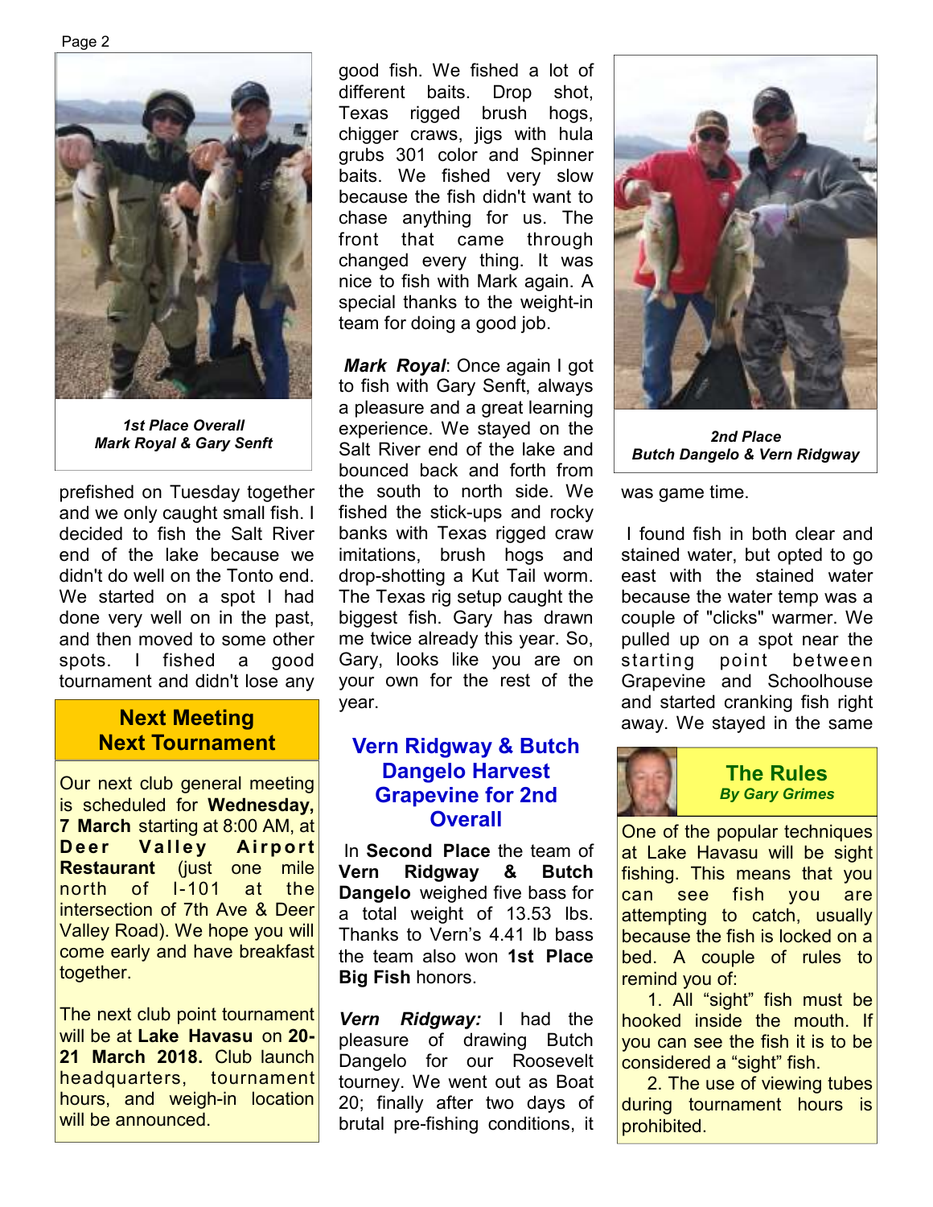*1st Place Overall*
*Mark Royal & Gary Senft*

prefished on Tuesday together and we only caught small fish. I decided to fish the Salt River end of the lake because we didn't do well on the Tonto end. We started on a spot I had done very well on in the past, and then moved to some other spots. I fished a good tournament and didn't lose any good fish. We fished a lot of different baits. Drop shot, Texas rigged brush hogs, chigger craws, jigs with hula grubs 301 color and Spinner baits. We fished very slow because the fish didn't want to chase anything for us. The front that came through changed every thing. It was nice to fish with Mark again. A special thanks to the weight-in team for doing a good job.

***Mark Royal***: Once again I got to fish with Gary Senft, always a pleasure and a great learning experience. We stayed on the Salt River end of the lake and bounced back and forth from the south to north side. We fished the stick-ups and rocky banks with Texas rigged craw imitations, brush hogs and drop-shotting a Kut Tail worm. The Texas rig setup caught the biggest fish. Gary has drawn me twice already this year. So, Gary, looks like you are on your own for the rest of the year.

## Next Meeting Next Tournament

Our next club general meeting is scheduled for **Wednesday, 7 March** starting at 8:00 AM, at **Deer Valley Airport Restaurant** (just one mile north of I-101 at the intersection of 7th Ave & Deer Valley Road). We hope you will come early and have breakfast together.

The next club point tournament will be at **Lake Havasu** on **20-21 March 2018.** Club launch headquarters, tournament hours, and weigh-in location will be announced.

## Vern Ridgway & Butch Dangelo Harvest Grapevine for 2nd Overall

In **Second Place** the team of **Vern Ridgway & Butch Dangelo** weighed five bass for a total weight of 13.53 lbs. Thanks to Vern's 4.41 lb bass the team also won **1st Place Big Fish** honors.

***Vern Ridgway:*** I had the pleasure of drawing Butch Dangelo for our Roosevelt tourney. We went out as Boat 20; finally after two days of brutal pre-fishing conditions, it was game time.

*2nd Place*
*Butch Dangelo & Vern Ridgway*

I found fish in both clear and stained water, but opted to go east with the stained water because the water temp was a couple of "clicks" warmer. We pulled up on a spot near the starting point between Grapevine and Schoolhouse and started cranking fish right away. We stayed in the same

## The Rules

*By Gary Grimes*

One of the popular techniques at Lake Havasu will be sight fishing. This means that you can see fish you are attempting to catch, usually because the fish is locked on a bed. A couple of rules to remind you of:

1. All "sight" fish must be hooked inside the mouth. If you can see the fish it is to be considered a "sight" fish.
2. The use of viewing tubes during tournament hours is prohibited.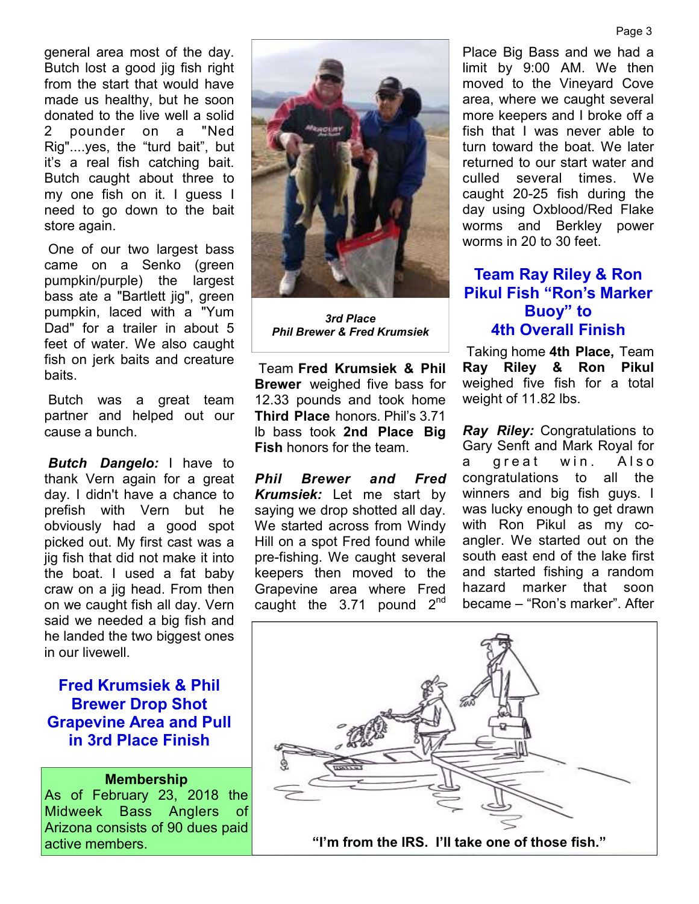general area most of the day. Butch lost a good jig fish right from the start that would have made us healthy, but he soon donated to the live well a solid 2 pounder on a "Ned Rig"....yes, the "turd bait", but it's a real fish catching bait. Butch caught about three to my one fish on it. I guess I need to go down to the bait store again.

One of our two largest bass came on a Senko (green pumpkin/purple) the largest bass ate a "Bartlett jig", green pumpkin, laced with a "Yum Dad" for a trailer in about 5 feet of water. We also caught fish on jerk baits and creature baits.

Butch was a great team partner and helped out our cause a bunch.

***Butch Dangelo:*** I have to thank Vern again for a great day. I didn't have a chance to prefish with Vern but he obviously had a good spot picked out. My first cast was a jig fish that did not make it into the boat. I used a fat baby craw on a jig head. From then on we caught fish all day. Vern said we needed a big fish and he landed the two biggest ones in our livewell.

## Fred Krumsiek & Phil Brewer Drop Shot Grapevine Area and Pull in 3rd Place Finish

***3rd Place***
***Phil Brewer & Fred Krumsiek***

Team **Fred Krumsiek & Phil Brewer** weighed five bass for 12.33 pounds and took home **Third Place** honors. Phil's 3.71 lb bass took **2nd Place Big Fish** honors for the team.

***Phil Brewer and Fred Krumsiek:*** Let me start by saying we drop shotted all day. We started across from Windy Hill on a spot Fred found while pre-fishing. We caught several keepers then moved to the Grapevine area where Fred caught the 3.71 pound 2nd Place Big Bass and we had a limit by 9:00 AM. We then moved to the Vineyard Cove area, where we caught several more keepers and I broke off a fish that I was never able to turn toward the boat. We later returned to our start water and culled several times. We caught 20-25 fish during the day using Oxblood/Red Flake worms and Berkley power worms in 20 to 30 feet.

## Team Ray Riley & Ron Pikul Fish "Ron's Marker Buoy" to 4th Overall Finish

Taking home **4th Place,** Team **Ray Riley & Ron Pikul** weighed five fish for a total weight of 11.82 lbs.

***Ray Riley:*** Congratulations to Gary Senft and Mark Royal for a great win. Also congratulations to all the winners and big fish guys. I was lucky enough to get drawn with Ron Pikul as my co-angler. We started out on the south east end of the lake first and started fishing a random hazard marker that soon became – "Ron's marker". After

**Membership**
As of February 23, 2018 the Midweek Bass Anglers of Arizona consists of 90 dues paid active members.

**"I'm from the IRS. I'll take one of those fish."**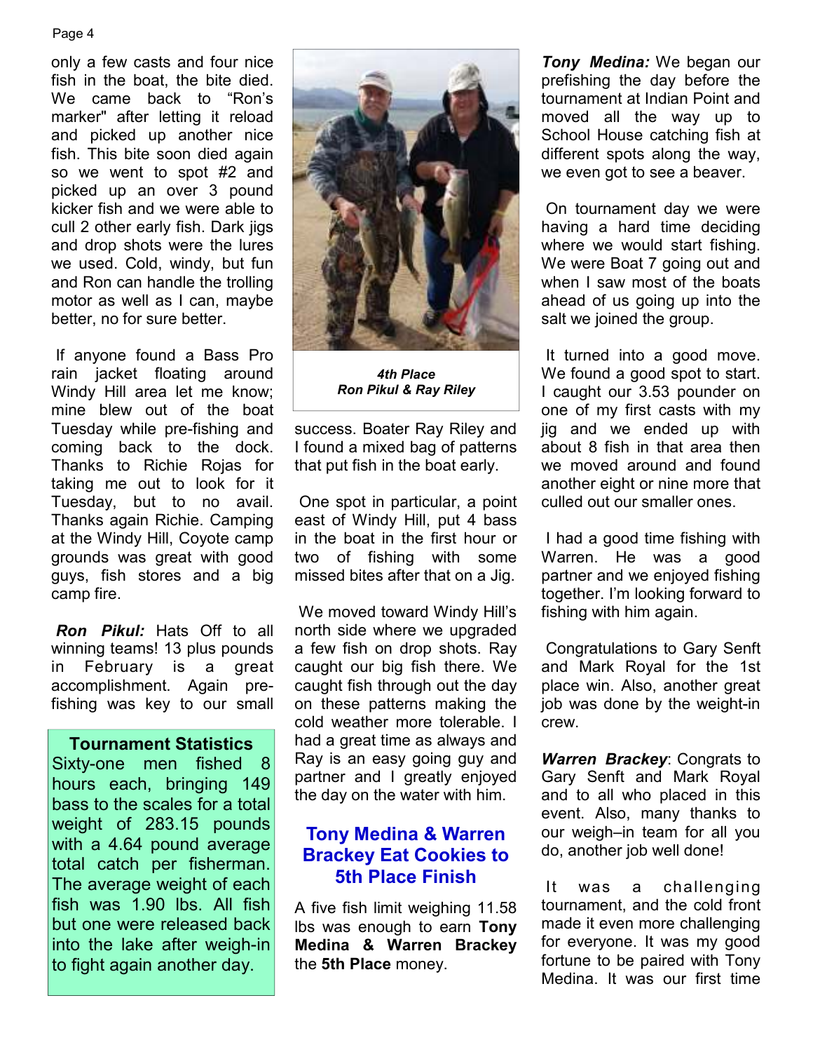only a few casts and four nice fish in the boat, the bite died. We came back to "Ron's marker" after letting it reload and picked up another nice fish. This bite soon died again so we went to spot #2 and picked up an over 3 pound kicker fish and we were able to cull 2 other early fish. Dark jigs and drop shots were the lures we used. Cold, windy, but fun and Ron can handle the trolling motor as well as I can, maybe better, no for sure better.

If anyone found a Bass Pro rain jacket floating around Windy Hill area let me know; mine blew out of the boat Tuesday while pre-fishing and coming back to the dock. Thanks to Richie Rojas for taking me out to look for it Tuesday, but to no avail. Thanks again Richie. Camping at the Windy Hill, Coyote camp grounds was great with good guys, fish stores and a big camp fire.

***Ron Pikul:*** Hats Off to all winning teams! 13 plus pounds in February is a great accomplishment. Again pre-fishing was key to our small success. Boater Ray Riley and I found a mixed bag of patterns that put fish in the boat early.

One spot in particular, a point east of Windy Hill, put 4 bass in the boat in the first hour or two of fishing with some missed bites after that on a Jig.

We moved toward Windy Hill's north side where we upgraded a few fish on drop shots. Ray caught our big fish there. We caught fish through out the day on these patterns making the cold weather more tolerable. I had a great time as always and Ray is an easy going guy and partner and I greatly enjoyed the day on the water with him.

### Tournament Statistics

Sixty-one men fished 8 hours each, bringing 149 bass to the scales for a total weight of 283.15 pounds with a 4.64 pound average total catch per fisherman. The average weight of each fish was 1.90 lbs. All fish but one were released back into the lake after weigh-in to fight again another day.

***4th Place***
***Ron Pikul & Ray Riley***

## Tony Medina & Warren Brackey Eat Cookies to 5th Place Finish

A five fish limit weighing 11.58 lbs was enough to earn **Tony Medina & Warren Brackey** the **5th Place** money.

***Tony Medina:*** We began our prefishing the day before the tournament at Indian Point and moved all the way up to School House catching fish at different spots along the way, we even got to see a beaver.

On tournament day we were having a hard time deciding where we would start fishing. We were Boat 7 going out and when I saw most of the boats ahead of us going up into the salt we joined the group.

It turned into a good move. We found a good spot to start. I caught our 3.53 pounder on one of my first casts with my jig and we ended up with about 8 fish in that area then we moved around and found another eight or nine more that culled out our smaller ones.

I had a good time fishing with Warren. He was a good partner and we enjoyed fishing together. I'm looking forward to fishing with him again.

Congratulations to Gary Senft and Mark Royal for the 1st place win. Also, another great job was done by the weight-in crew.

***Warren Brackey***: Congrats to Gary Senft and Mark Royal and to all who placed in this event. Also, many thanks to our weigh–in team for all you do, another job well done!

It was a challenging tournament, and the cold front made it even more challenging for everyone. It was my good fortune to be paired with Tony Medina. It was our first time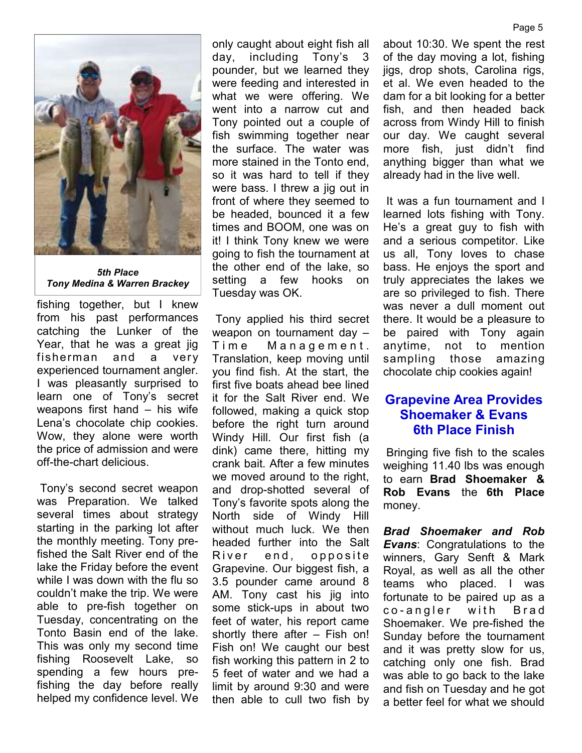*5th Place*
*Tony Medina & Warren Brackey*

fishing together, but I knew from his past performances catching the Lunker of the Year, that he was a great jig fisherman and a very experienced tournament angler. I was pleasantly surprised to learn one of Tony's secret weapons first hand – his wife Lena's chocolate chip cookies. Wow, they alone were worth the price of admission and were off-the-chart delicious.

Tony's second secret weapon was Preparation. We talked several times about strategy starting in the parking lot after the monthly meeting. Tony pre-fished the Salt River end of the lake the Friday before the event while I was down with the flu so couldn't make the trip. We were able to pre-fish together on Tuesday, concentrating on the Tonto Basin end of the lake. This was only my second time fishing Roosevelt Lake, so spending a few hours pre-fishing the day before really helped my confidence level. We only caught about eight fish all day, including Tony's 3 pounder, but we learned they were feeding and interested in what we were offering. We went into a narrow cut and Tony pointed out a couple of fish swimming together near the surface. The water was more stained in the Tonto end, so it was hard to tell if they were bass. I threw a jig out in front of where they seemed to be headed, bounced it a few times and BOOM, one was on it! I think Tony knew we were going to fish the tournament at the other end of the lake, so setting a few hooks on Tuesday was OK.

Tony applied his third secret weapon on tournament day – Time Management. Translation, keep moving until you find fish. At the start, the first five boats ahead bee lined it for the Salt River end. We followed, making a quick stop before the right turn around Windy Hill. Our first fish (a dink) came there, hitting my crank bait. After a few minutes we moved around to the right, and drop-shotted several of Tony's favorite spots along the North side of Windy Hill without much luck. We then headed further into the Salt River end, opposite Grapevine. Our biggest fish, a 3.5 pounder came around 8 AM. Tony cast his jig into some stick-ups in about two feet of water, his report came shortly there after – Fish on! Fish on! We caught our best fish working this pattern in 2 to 5 feet of water and we had a limit by around 9:30 and were then able to cull two fish by about 10:30. We spent the rest of the day moving a lot, fishing jigs, drop shots, Carolina rigs, et al. We even headed to the dam for a bit looking for a better fish, and then headed back across from Windy Hill to finish our day. We caught several more fish, just didn't find anything bigger than what we already had in the live well.

It was a fun tournament and I learned lots fishing with Tony. He's a great guy to fish with and a serious competitor. Like us all, Tony loves to chase bass. He enjoys the sport and truly appreciates the lakes we are so privileged to fish. There was never a dull moment out there. It would be a pleasure to be paired with Tony again anytime, not to mention sampling those amazing chocolate chip cookies again!

## Grapevine Area Provides Shoemaker & Evans 6th Place Finish

Bringing five fish to the scales weighing 11.40 lbs was enough to earn **Brad Shoemaker & Rob Evans** the **6th Place** money.

***Brad Shoemaker and Rob Evans***: Congratulations to the winners, Gary Senft & Mark Royal, as well as all the other teams who placed. I was fortunate to be paired up as a co-angler with Brad Shoemaker. We pre-fished the Sunday before the tournament and it was pretty slow for us, catching only one fish. Brad was able to go back to the lake and fish on Tuesday and he got a better feel for what we should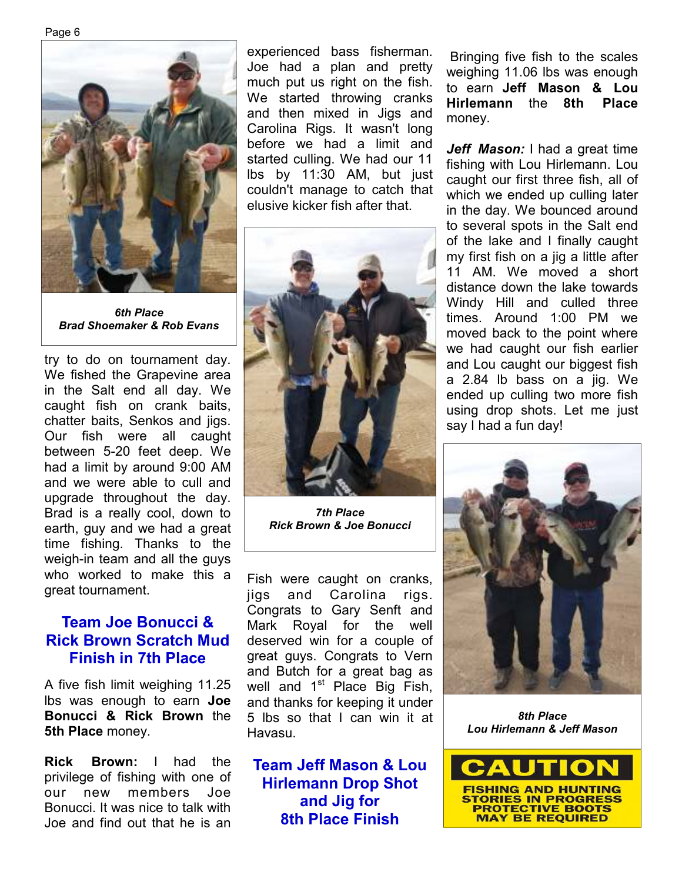*6th Place*
*Brad Shoemaker & Rob Evans*

try to do on tournament day. We fished the Grapevine area in the Salt end all day. We caught fish on crank baits, chatter baits, Senkos and jigs. Our fish were all caught between 5-20 feet deep. We had a limit by around 9:00 AM and we were able to cull and upgrade throughout the day. Brad is a really cool, down to earth, guy and we had a great time fishing. Thanks to the weigh-in team and all the guys who worked to make this a great tournament.

## Team Joe Bonucci & Rick Brown Scratch Mud Finish in 7th Place

A five fish limit weighing 11.25 lbs was enough to earn **Joe Bonucci & Rick Brown** the **5th Place** money.

**Rick Brown:** I had the privilege of fishing with one of our new members Joe Bonucci. It was nice to talk with Joe and find out that he is an experienced bass fisherman. Joe had a plan and pretty much put us right on the fish. We started throwing cranks and then mixed in Jigs and Carolina Rigs. It wasn't long before we had a limit and started culling. We had our 11 lbs by 11:30 AM, but just couldn't manage to catch that elusive kicker fish after that.

*7th Place*
*Rick Brown & Joe Bonucci*

Fish were caught on cranks, jigs and Carolina rigs. Congrats to Gary Senft and Mark Royal for the well deserved win for a couple of great guys. Congrats to Vern and Butch for a great bag as well and 1st Place Big Fish, and thanks for keeping it under 5 lbs so that I can win it at Havasu.

## Team Jeff Mason & Lou Hirlemann Drop Shot and Jig for 8th Place Finish

Bringing five fish to the scales weighing 11.06 lbs was enough to earn **Jeff Mason & Lou Hirlemann** the **8th Place** money.

***Jeff Mason:*** I had a great time fishing with Lou Hirlemann. Lou caught our first three fish, all of which we ended up culling later in the day. We bounced around to several spots in the Salt end of the lake and I finally caught my first fish on a jig a little after 11 AM. We moved a short distance down the lake towards Windy Hill and culled three times. Around 1:00 PM we moved back to the point where we had caught our fish earlier and Lou caught our biggest fish a 2.84 lb bass on a jig. We ended up culling two more fish using drop shots. Let me just say I had a fun day!

*8th Place*
*Lou Hirlemann & Jeff Mason*

**CAUTION**
**FISHING AND HUNTING STORIES IN PROGRESS PROTECTIVE BOOTS MAY BE REQUIRED**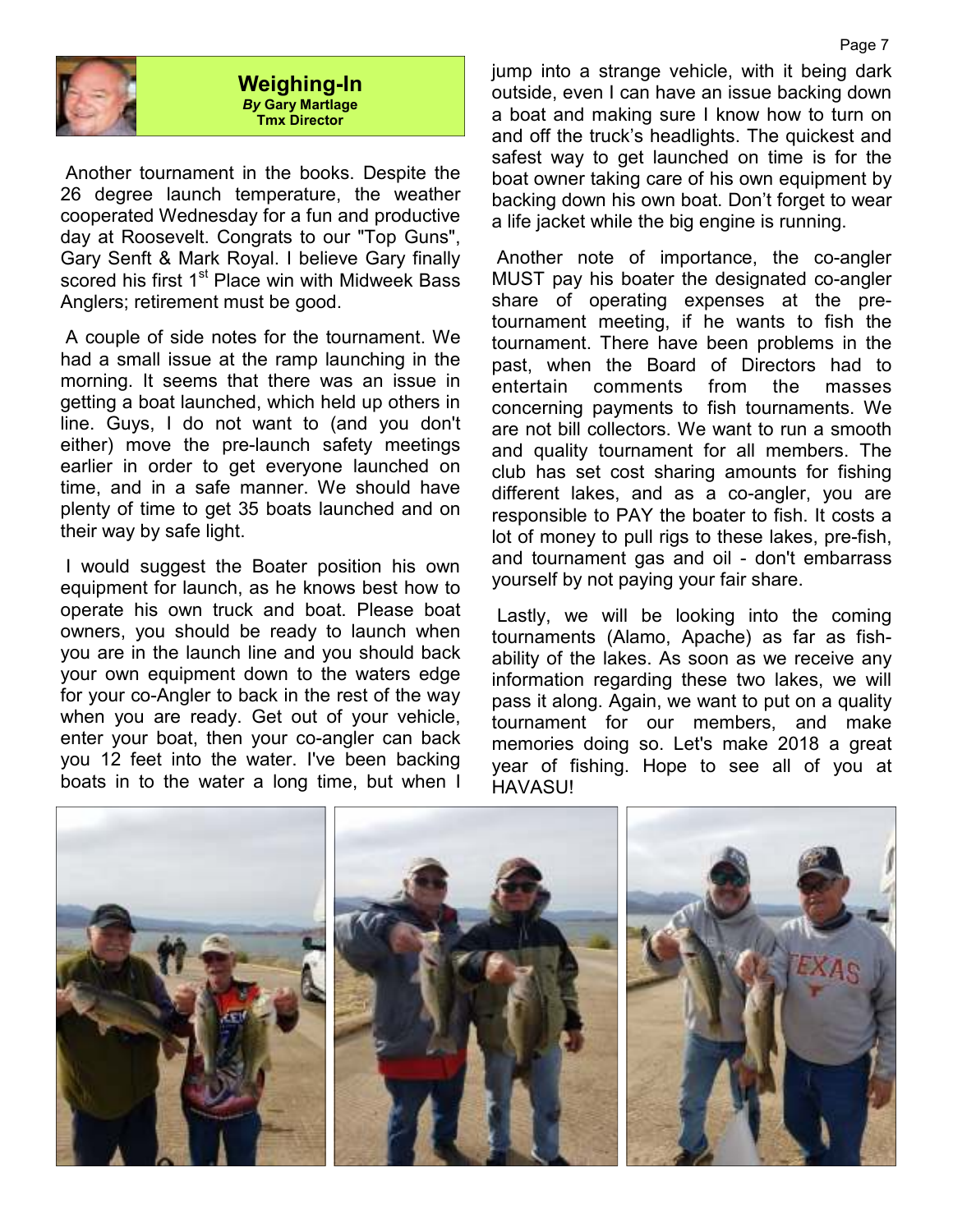## Weighing-In

***By* Gary Martlage**
**Tmx Director**

Another tournament in the books. Despite the 26 degree launch temperature, the weather cooperated Wednesday for a fun and productive day at Roosevelt. Congrats to our "Top Guns", Gary Senft & Mark Royal. I believe Gary finally scored his first 1st Place win with Midweek Bass Anglers; retirement must be good.

A couple of side notes for the tournament. We had a small issue at the ramp launching in the morning. It seems that there was an issue in getting a boat launched, which held up others in line. Guys, I do not want to (and you don't either) move the pre-launch safety meetings earlier in order to get everyone launched on time, and in a safe manner. We should have plenty of time to get 35 boats launched and on their way by safe light.

I would suggest the Boater position his own equipment for launch, as he knows best how to operate his own truck and boat. Please boat owners, you should be ready to launch when you are in the launch line and you should back your own equipment down to the waters edge for your co-Angler to back in the rest of the way when you are ready. Get out of your vehicle, enter your boat, then your co-angler can back you 12 feet into the water. I've been backing boats in to the water a long time, but when I jump into a strange vehicle, with it being dark outside, even I can have an issue backing down a boat and making sure I know how to turn on and off the truck's headlights. The quickest and safest way to get launched on time is for the boat owner taking care of his own equipment by backing down his own boat. Don't forget to wear a life jacket while the big engine is running.

Another note of importance, the co-angler MUST pay his boater the designated co-angler share of operating expenses at the pre-tournament meeting, if he wants to fish the tournament. There have been problems in the past, when the Board of Directors had to entertain comments from the masses concerning payments to fish tournaments. We are not bill collectors. We want to run a smooth and quality tournament for all members. The club has set cost sharing amounts for fishing different lakes, and as a co-angler, you are responsible to PAY the boater to fish. It costs a lot of money to pull rigs to these lakes, pre-fish, and tournament gas and oil - don't embarrass yourself by not paying your fair share.

Lastly, we will be looking into the coming tournaments (Alamo, Apache) as far as fish-ability of the lakes. As soon as we receive any information regarding these two lakes, we will pass it along. Again, we want to put on a quality tournament for our members, and make memories doing so. Let's make 2018 a great year of fishing. Hope to see all of you at HAVASU!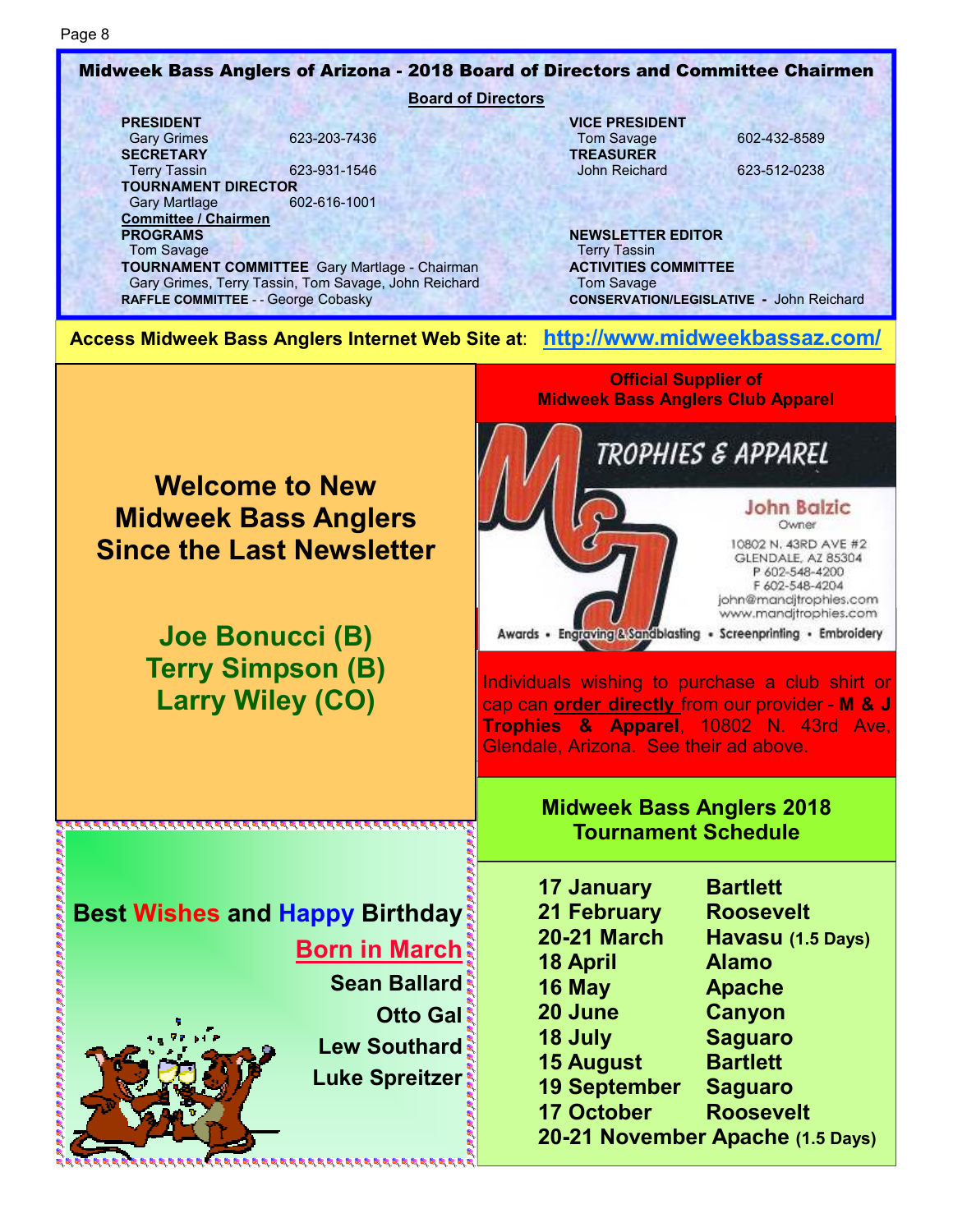## Midweek Bass Anglers of Arizona - 2018 Board of Directors and Committee Chairmen

**Board of Directors**

**PRESIDENT**
Gary Grimes 623-203-7436

**VICE PRESIDENT**
Tom Savage 602-432-8589

**SECRETARY**
Terry Tassin 623-931-1546

**TREASURER**
John Reichard 623-512-0238

**TOURNAMENT DIRECTOR**
Gary Martlage 602-616-1001

**Committee / Chairmen**

**PROGRAMS**
Tom Savage

**NEWSLETTER EDITOR**
Terry Tassin

**TOURNAMENT COMMITTEE** Gary Martlage - Chairman
Gary Grimes, Terry Tassin, Tom Savage, John Reichard

**ACTIVITIES COMMITTEE**
Tom Savage

**RAFFLE COMMITTEE** - - George Cobasky

**CONSERVATION/LEGISLATIVE** - John Reichard

**Access Midweek Bass Anglers Internet Web Site at**: http://www.midweekbassaz.com/

## Welcome to New Midweek Bass Anglers Since the Last Newsletter

**Joe Bonucci (B)**
**Terry Simpson (B)**
**Larry Wiley (CO)**

**Official Supplier of Midweek Bass Anglers Club Apparel**

M&J TROPHIES & APPAREL
John Balzic
Owner
10802 N. 43RD AVE #2
GLENDALE, AZ 85304
P 602-548-4200
F 602-548-4204
john@mandjtrophies.com
www.mandjtrophies.com
Awards • Engraving & Sandblasting • Screenprinting • Embroidery

Individuals wishing to purchase a club shirt or cap can **order directly** from our provider - **M & J Trophies & Apparel**, 10802 N. 43rd Ave, Glendale, Arizona. See their ad above.

## Best Wishes and Happy Birthday

**Born in March**

Sean Ballard
Otto Gal
Lew Southard
Luke Spreitzer

## Midweek Bass Anglers 2018 Tournament Schedule

| | |
|---|---|
| 17 January | Bartlett |
| 21 February | Roosevelt |
| 20-21 March | Havasu (1.5 Days) |
| 18 April | Alamo |
| 16 May | Apache |
| 20 June | Canyon |
| 18 July | Saguaro |
| 15 August | Bartlett |
| 19 September | Saguaro |
| 17 October | Roosevelt |
| 20-21 November | Apache (1.5 Days) |